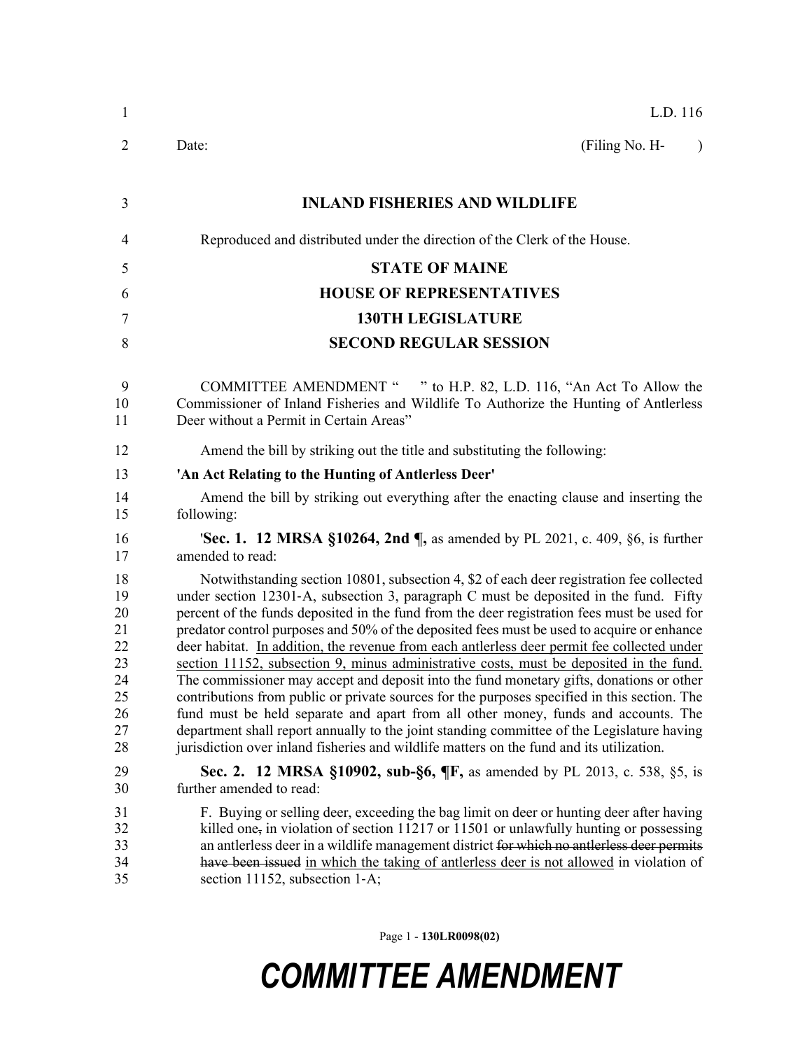L.D. 116

Date: (Filing No. H- )

**INLAND FISHERIES AND WILDLIFE**

Reproduced and distributed under the direction of the Clerk of the House.

**STATE OF MAINE**

**HOUSE OF REPRESENTATIVES**

**130TH LEGISLATURE**

**SECOND REGULAR SESSION**

COMMITTEE AMENDMENT " " to H.P. 82, L.D. 116, "An Act To Allow the Commissioner of Inland Fisheries and Wildlife To Authorize the Hunting of Antlerless Deer without a Permit in Certain Areas"

Amend the bill by striking out the title and substituting the following:

**'An Act Relating to the Hunting of Antlerless Deer'**

Amend the bill by striking out everything after the enacting clause and inserting the following:

'**Sec. 1. 12 MRSA §10264, 2nd ¶,** as amended by PL 2021, c. 409, §6, is further amended to read:

Notwithstanding section 10801, subsection 4, $2 of each deer registration fee collected under section 12301-A, subsection 3, paragraph C must be deposited in the fund. Fifty percent of the funds deposited in the fund from the deer registration fees must be used for predator control purposes and 50% of the deposited fees must be used to acquire or enhance deer habitat. <u>In addition, the revenue from each antlerless deer permit fee collected under section 11152, subsection 9, minus administrative costs, must be deposited in the fund.</u> The commissioner may accept and deposit into the fund monetary gifts, donations or other contributions from public or private sources for the purposes specified in this section. The fund must be held separate and apart from all other money, funds and accounts. The department shall report annually to the joint standing committee of the Legislature having jurisdiction over inland fisheries and wildlife matters on the fund and its utilization.

**Sec. 2. 12 MRSA §10902, sub-§6, ¶F,** as amended by PL 2013, c. 538, §5, is further amended to read:

F. Buying or selling deer, exceeding the bag limit on deer or hunting deer after having killed one~~,~~ in violation of section 11217 or 11501 or unlawfully hunting or possessing an antlerless deer in a wildlife management district ~~for which no antlerless deer permits have been issued~~ <u>in which the taking of antlerless deer is not allowed</u> in violation of section 11152, subsection 1-A;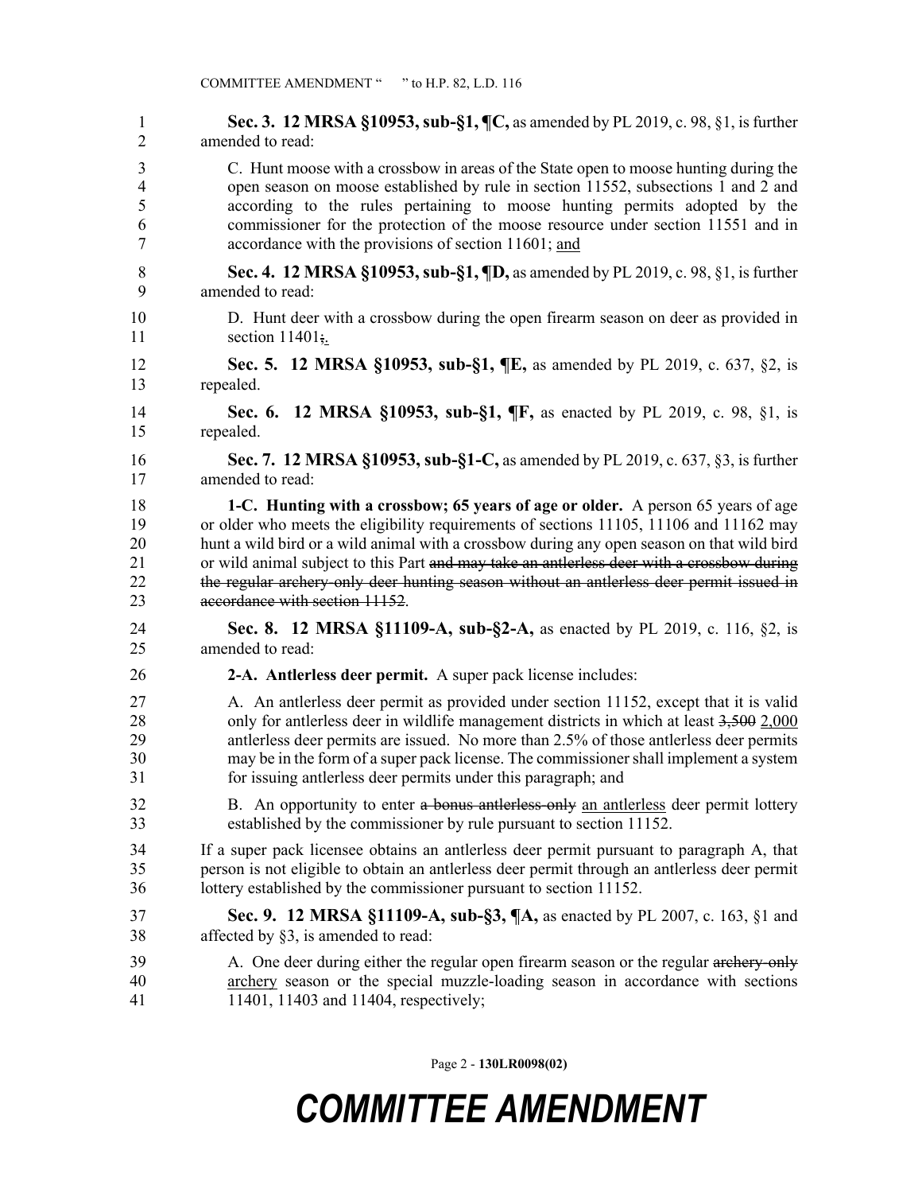**Sec. 3. 12 MRSA §10953, sub-§1, ¶C,** as amended by PL 2019, c. 98, §1, is further amended to read:

C. Hunt moose with a crossbow in areas of the State open to moose hunting during the open season on moose established by rule in section 11552, subsections 1 and 2 and according to the rules pertaining to moose hunting permits adopted by the commissioner for the protection of the moose resource under section 11551 and in accordance with the provisions of section 11601; <u>and</u>

**Sec. 4. 12 MRSA §10953, sub-§1, ¶D,** as amended by PL 2019, c. 98, §1, is further amended to read:

D. Hunt deer with a crossbow during the open firearm season on deer as provided in section 11401~~;~~<u>.</u>

**Sec. 5. 12 MRSA §10953, sub-§1, ¶E,** as amended by PL 2019, c. 637, §2, is repealed.

**Sec. 6. 12 MRSA §10953, sub-§1, ¶F,** as enacted by PL 2019, c. 98, §1, is repealed.

**Sec. 7. 12 MRSA §10953, sub-§1-C,** as amended by PL 2019, c. 637, §3, is further amended to read:

**1-C. Hunting with a crossbow; 65 years of age or older.** A person 65 years of age or older who meets the eligibility requirements of sections 11105, 11106 and 11162 may hunt a wild bird or a wild animal with a crossbow during any open season on that wild bird or wild animal subject to this Part ~~and may take an antlerless deer with a crossbow during the regular archery-only deer hunting season without an antlerless deer permit issued in accordance with section 11152~~.

**Sec. 8. 12 MRSA §11109-A, sub-§2-A,** as enacted by PL 2019, c. 116, §2, is amended to read:

**2-A. Antlerless deer permit.** A super pack license includes:

A. An antlerless deer permit as provided under section 11152, except that it is valid only for antlerless deer in wildlife management districts in which at least ~~3,500~~ <u>2,000</u> antlerless deer permits are issued. No more than 2.5% of those antlerless deer permits may be in the form of a super pack license. The commissioner shall implement a system for issuing antlerless deer permits under this paragraph; and

B. An opportunity to enter ~~a bonus antlerless-only~~ <u>an antlerless</u> deer permit lottery established by the commissioner by rule pursuant to section 11152.

If a super pack licensee obtains an antlerless deer permit pursuant to paragraph A, that person is not eligible to obtain an antlerless deer permit through an antlerless deer permit lottery established by the commissioner pursuant to section 11152.

**Sec. 9. 12 MRSA §11109-A, sub-§3, ¶A,** as enacted by PL 2007, c. 163, §1 and affected by §3, is amended to read:

A. One deer during either the regular open firearm season or the regular ~~archery-only~~ <u>archery</u> season or the special muzzle-loading season in accordance with sections 11401, 11403 and 11404, respectively;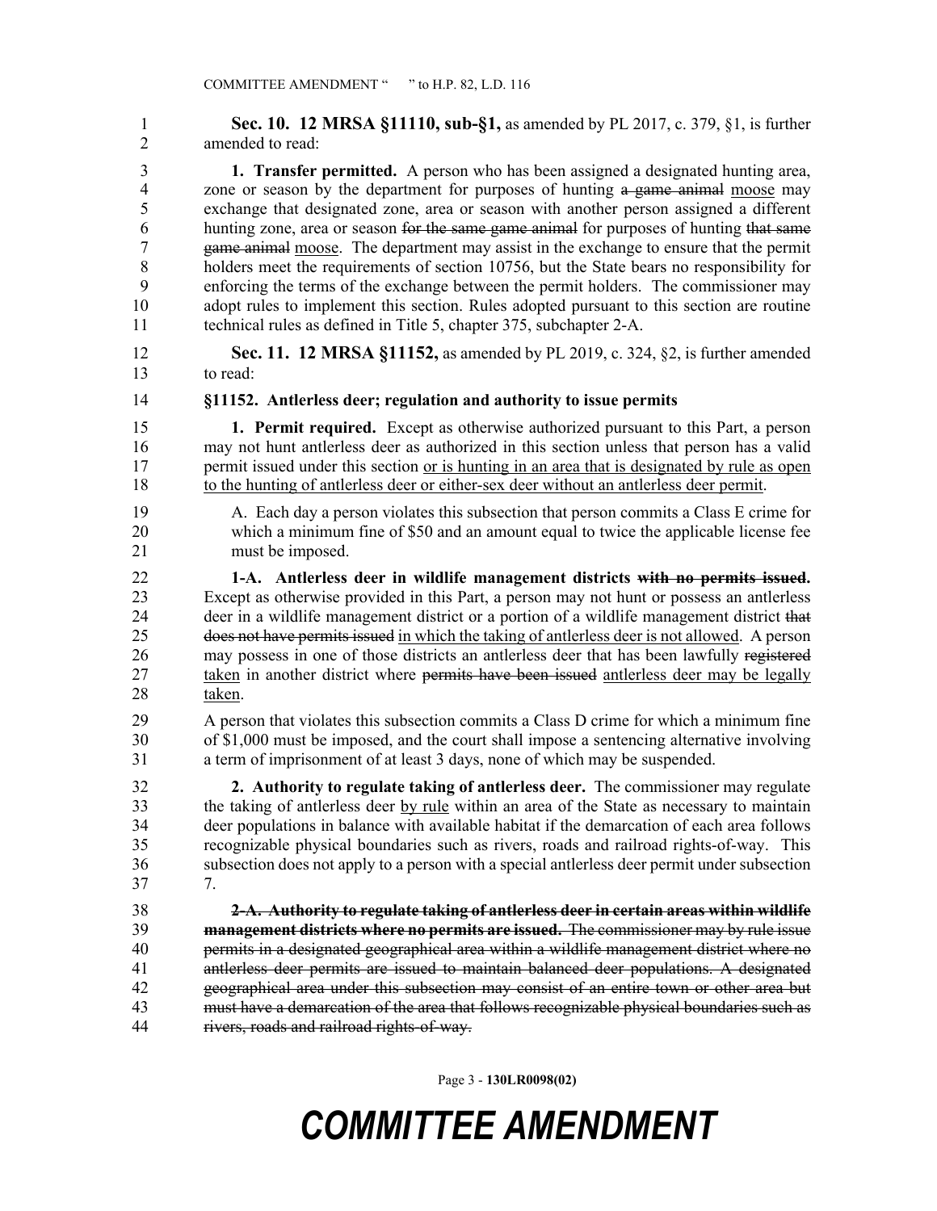**Sec. 10. 12 MRSA §11110, sub-§1,** as amended by PL 2017, c. 379, §1, is further amended to read:

**1. Transfer permitted.** A person who has been assigned a designated hunting area, zone or season by the department for purposes of hunting ~~a game animal~~ moose may exchange that designated zone, area or season with another person assigned a different hunting zone, area or season ~~for the same game animal~~ for purposes of hunting ~~that same game animal~~ moose. The department may assist in the exchange to ensure that the permit holders meet the requirements of section 10756, but the State bears no responsibility for enforcing the terms of the exchange between the permit holders. The commissioner may adopt rules to implement this section. Rules adopted pursuant to this section are routine technical rules as defined in Title 5, chapter 375, subchapter 2-A.

**Sec. 11. 12 MRSA §11152,** as amended by PL 2019, c. 324, §2, is further amended to read:

**§11152. Antlerless deer; regulation and authority to issue permits**

**1. Permit required.** Except as otherwise authorized pursuant to this Part, a person may not hunt antlerless deer as authorized in this section unless that person has a valid permit issued under this section or is hunting in an area that is designated by rule as open to the hunting of antlerless deer or either-sex deer without an antlerless deer permit.

A. Each day a person violates this subsection that person commits a Class E crime for which a minimum fine of $50 and an amount equal to twice the applicable license fee must be imposed.

**1-A. Antlerless deer in wildlife management districts ~~with no permits issued~~.** Except as otherwise provided in this Part, a person may not hunt or possess an antlerless deer in a wildlife management district or a portion of a wildlife management district ~~that does not have permits issued~~ in which the taking of antlerless deer is not allowed. A person may possess in one of those districts an antlerless deer that has been lawfully ~~registered~~ taken in another district where ~~permits have been issued~~ antlerless deer may be legally taken.

A person that violates this subsection commits a Class D crime for which a minimum fine of $1,000 must be imposed, and the court shall impose a sentencing alternative involving a term of imprisonment of at least 3 days, none of which may be suspended.

**2. Authority to regulate taking of antlerless deer.** The commissioner may regulate the taking of antlerless deer by rule within an area of the State as necessary to maintain deer populations in balance with available habitat if the demarcation of each area follows recognizable physical boundaries such as rivers, roads and railroad rights-of-way. This subsection does not apply to a person with a special antlerless deer permit under subsection 7.

~~**2-A. Authority to regulate taking of antlerless deer in certain areas within wildlife management districts where no permits are issued.** The commissioner may by rule issue permits in a designated geographical area within a wildlife management district where no antlerless deer permits are issued to maintain balanced deer populations. A designated geographical area under this subsection may consist of an entire town or other area but must have a demarcation of the area that follows recognizable physical boundaries such as rivers, roads and railroad rights-of-way.~~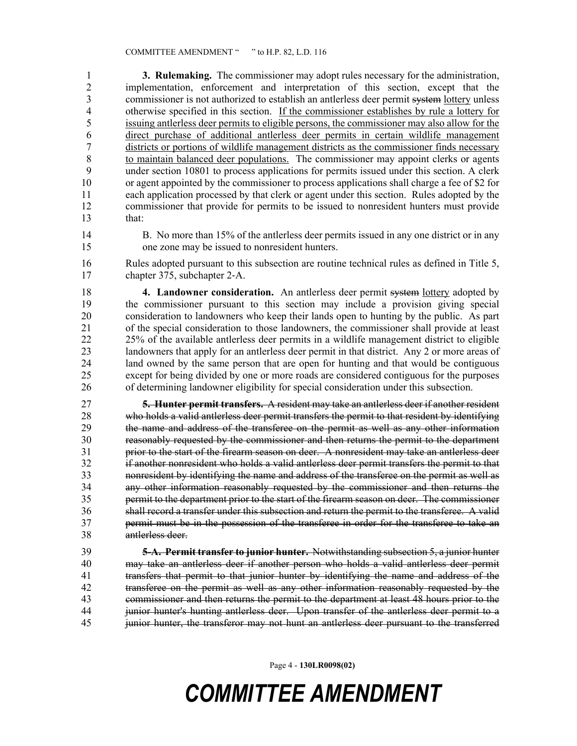**3. Rulemaking.** The commissioner may adopt rules necessary for the administration, implementation, enforcement and interpretation of this section, except that the commissioner is not authorized to establish an antlerless deer permit ~~system~~ lottery unless otherwise specified in this section. If the commissioner establishes by rule a lottery for issuing antlerless deer permits to eligible persons, the commissioner may also allow for the direct purchase of additional antlerless deer permits in certain wildlife management districts or portions of wildlife management districts as the commissioner finds necessary to maintain balanced deer populations. The commissioner may appoint clerks or agents under section 10801 to process applications for permits issued under this section. A clerk or agent appointed by the commissioner to process applications shall charge a fee of $2 for each application processed by that clerk or agent under this section. Rules adopted by the commissioner that provide for permits to be issued to nonresident hunters must provide that:

B. No more than 15% of the antlerless deer permits issued in any one district or in any one zone may be issued to nonresident hunters.

Rules adopted pursuant to this subsection are routine technical rules as defined in Title 5, chapter 375, subchapter 2-A.

**4. Landowner consideration.** An antlerless deer permit ~~system~~ lottery adopted by the commissioner pursuant to this section may include a provision giving special consideration to landowners who keep their lands open to hunting by the public. As part of the special consideration to those landowners, the commissioner shall provide at least 25% of the available antlerless deer permits in a wildlife management district to eligible landowners that apply for an antlerless deer permit in that district. Any 2 or more areas of land owned by the same person that are open for hunting and that would be contiguous except for being divided by one or more roads are considered contiguous for the purposes of determining landowner eligibility for special consideration under this subsection.

~~**5. Hunter permit transfers.** A resident may take an antlerless deer if another resident who holds a valid antlerless deer permit transfers the permit to that resident by identifying the name and address of the transferee on the permit as well as any other information reasonably requested by the commissioner and then returns the permit to the department prior to the start of the firearm season on deer. A nonresident may take an antlerless deer if another nonresident who holds a valid antlerless deer permit transfers the permit to that nonresident by identifying the name and address of the transferee on the permit as well as any other information reasonably requested by the commissioner and then returns the permit to the department prior to the start of the firearm season on deer. The commissioner shall record a transfer under this subsection and return the permit to the transferee. A valid permit must be in the possession of the transferee in order for the transferee to take an antlerless deer.~~

~~**5-A. Permit transfer to junior hunter.** Notwithstanding subsection 5, a junior hunter may take an antlerless deer if another person who holds a valid antlerless deer permit transfers that permit to that junior hunter by identifying the name and address of the transferee on the permit as well as any other information reasonably requested by the commissioner and then returns the permit to the department at least 48 hours prior to the junior hunter's hunting antlerless deer. Upon transfer of the antlerless deer permit to a junior hunter, the transferor may not hunt an antlerless deer pursuant to the transferred~~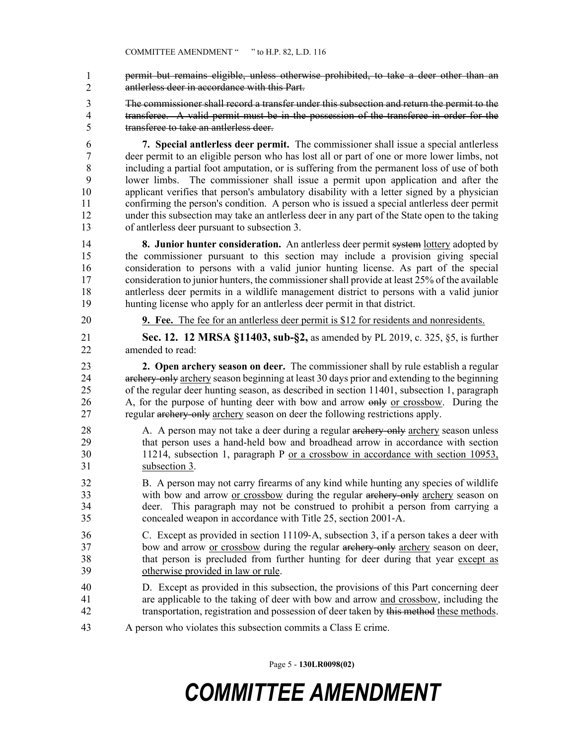~~permit but remains eligible, unless otherwise prohibited, to take a deer other than an antlerless deer in accordance with this Part.~~

~~The commissioner shall record a transfer under this subsection and return the permit to the transferee. A valid permit must be in the possession of the transferee in order for the transferee to take an antlerless deer.~~

**7. Special antlerless deer permit.** The commissioner shall issue a special antlerless deer permit to an eligible person who has lost all or part of one or more lower limbs, not including a partial foot amputation, or is suffering from the permanent loss of use of both lower limbs. The commissioner shall issue a permit upon application and after the applicant verifies that person's ambulatory disability with a letter signed by a physician confirming the person's condition. A person who is issued a special antlerless deer permit under this subsection may take an antlerless deer in any part of the State open to the taking of antlerless deer pursuant to subsection 3.

**8. Junior hunter consideration.** An antlerless deer permit ~~system~~ <u>lottery</u> adopted by the commissioner pursuant to this section may include a provision giving special consideration to persons with a valid junior hunting license. As part of the special consideration to junior hunters, the commissioner shall provide at least 25% of the available antlerless deer permits in a wildlife management district to persons with a valid junior hunting license who apply for an antlerless deer permit in that district.

<u>**9. Fee.** The fee for an antlerless deer permit is $12 for residents and nonresidents.</u>

**Sec. 12. 12 MRSA §11403, sub-§2,** as amended by PL 2019, c. 325, §5, is further amended to read:

**2. Open archery season on deer.** The commissioner shall by rule establish a regular ~~archery-only~~ <u>archery</u> season beginning at least 30 days prior and extending to the beginning of the regular deer hunting season, as described in section 11401, subsection 1, paragraph A, for the purpose of hunting deer with bow and arrow ~~only~~ <u>or crossbow</u>. During the regular ~~archery-only~~ <u>archery</u> season on deer the following restrictions apply.

A. A person may not take a deer during a regular ~~archery-only~~ <u>archery</u> season unless that person uses a hand-held bow and broadhead arrow in accordance with section 11214, subsection 1, paragraph P <u>or a crossbow in accordance with section 10953, subsection 3</u>.

B. A person may not carry firearms of any kind while hunting any species of wildlife with bow and arrow <u>or crossbow</u> during the regular ~~archery-only~~ <u>archery</u> season on deer. This paragraph may not be construed to prohibit a person from carrying a concealed weapon in accordance with Title 25, section 2001-A.

C. Except as provided in section 11109-A, subsection 3, if a person takes a deer with bow and arrow <u>or crossbow</u> during the regular ~~archery-only~~ <u>archery</u> season on deer, that person is precluded from further hunting for deer during that year <u>except as otherwise provided in law or rule</u>.

D. Except as provided in this subsection, the provisions of this Part concerning deer are applicable to the taking of deer with bow and arrow <u>and crossbow</u>, including the transportation, registration and possession of deer taken by ~~this method~~ <u>these methods</u>.

A person who violates this subsection commits a Class E crime.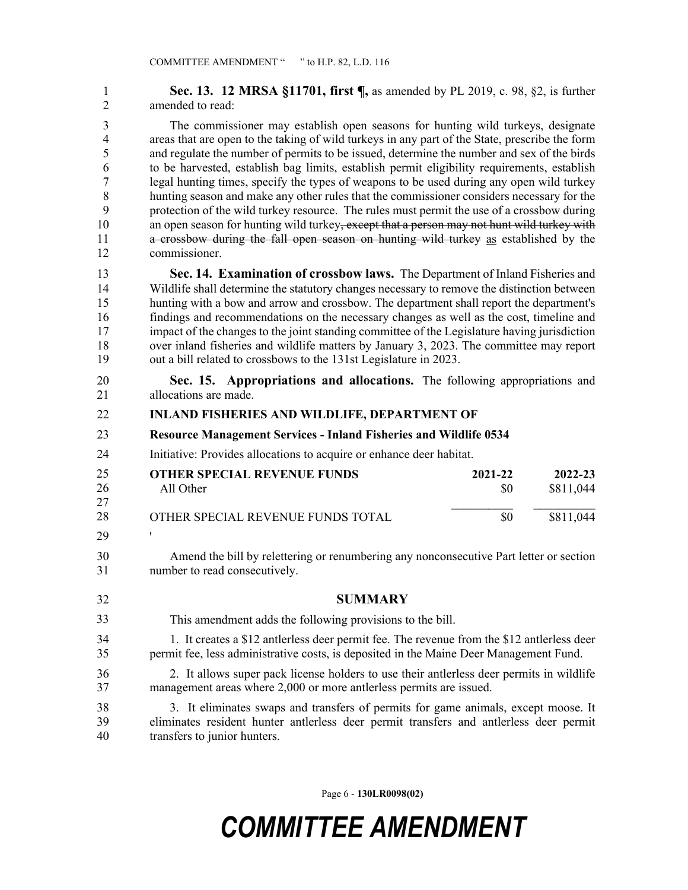**Sec. 13. 12 MRSA §11701, first ¶,** as amended by PL 2019, c. 98, §2, is further amended to read:

The commissioner may establish open seasons for hunting wild turkeys, designate areas that are open to the taking of wild turkeys in any part of the State, prescribe the form and regulate the number of permits to be issued, determine the number and sex of the birds to be harvested, establish bag limits, establish permit eligibility requirements, establish legal hunting times, specify the types of weapons to be used during any open wild turkey hunting season and make any other rules that the commissioner considers necessary for the protection of the wild turkey resource. The rules must permit the use of a crossbow during an open season for hunting wild turkey~~, except that a person may not hunt wild turkey with a crossbow during the fall open season on hunting wild turkey~~ as established by the commissioner.

**Sec. 14. Examination of crossbow laws.** The Department of Inland Fisheries and Wildlife shall determine the statutory changes necessary to remove the distinction between hunting with a bow and arrow and crossbow. The department shall report the department's findings and recommendations on the necessary changes as well as the cost, timeline and impact of the changes to the joint standing committee of the Legislature having jurisdiction over inland fisheries and wildlife matters by January 3, 2023. The committee may report out a bill related to crossbows to the 131st Legislature in 2023.

**Sec. 15. Appropriations and allocations.** The following appropriations and allocations are made.

**INLAND FISHERIES AND WILDLIFE, DEPARTMENT OF**

**Resource Management Services - Inland Fisheries and Wildlife 0534**

Initiative: Provides allocations to acquire or enhance deer habitat.

| **OTHER SPECIAL REVENUE FUNDS** | **2021-22** | **2022-23** |
|---|---|---|
| All Other | $0 | $811,044 |
| OTHER SPECIAL REVENUE FUNDS TOTAL | $0 | $811,044 |

'

Amend the bill by relettering or renumbering any nonconsecutive Part letter or section number to read consecutively.

## SUMMARY

This amendment adds the following provisions to the bill.

1. It creates a $12 antlerless deer permit fee. The revenue from the $12 antlerless deer permit fee, less administrative costs, is deposited in the Maine Deer Management Fund.

2. It allows super pack license holders to use their antlerless deer permits in wildlife management areas where 2,000 or more antlerless permits are issued.

3. It eliminates swaps and transfers of permits for game animals, except moose. It eliminates resident hunter antlerless deer permit transfers and antlerless deer permit transfers to junior hunters.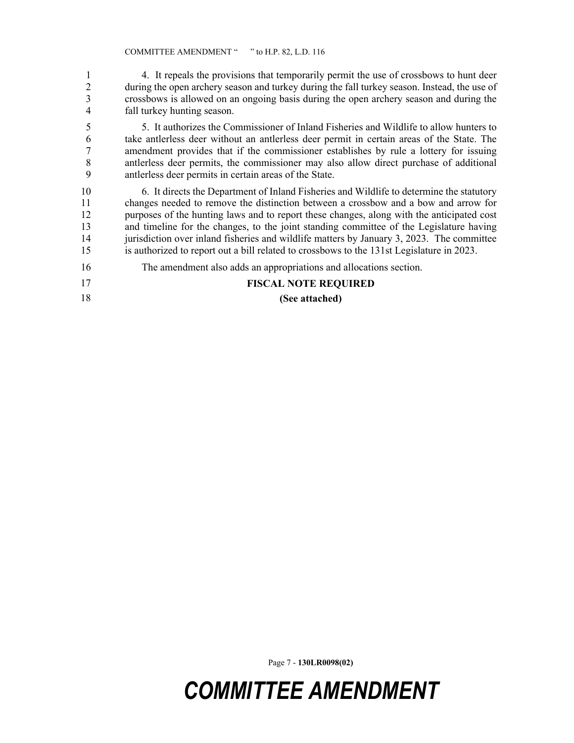4. It repeals the provisions that temporarily permit the use of crossbows to hunt deer during the open archery season and turkey during the fall turkey season. Instead, the use of crossbows is allowed on an ongoing basis during the open archery season and during the fall turkey hunting season.

5. It authorizes the Commissioner of Inland Fisheries and Wildlife to allow hunters to take antlerless deer without an antlerless deer permit in certain areas of the State. The amendment provides that if the commissioner establishes by rule a lottery for issuing antlerless deer permits, the commissioner may also allow direct purchase of additional antlerless deer permits in certain areas of the State.

6. It directs the Department of Inland Fisheries and Wildlife to determine the statutory changes needed to remove the distinction between a crossbow and a bow and arrow for purposes of the hunting laws and to report these changes, along with the anticipated cost and timeline for the changes, to the joint standing committee of the Legislature having jurisdiction over inland fisheries and wildlife matters by January 3, 2023. The committee is authorized to report out a bill related to crossbows to the 131st Legislature in 2023.

The amendment also adds an appropriations and allocations section.

**FISCAL NOTE REQUIRED**

**(See attached)**